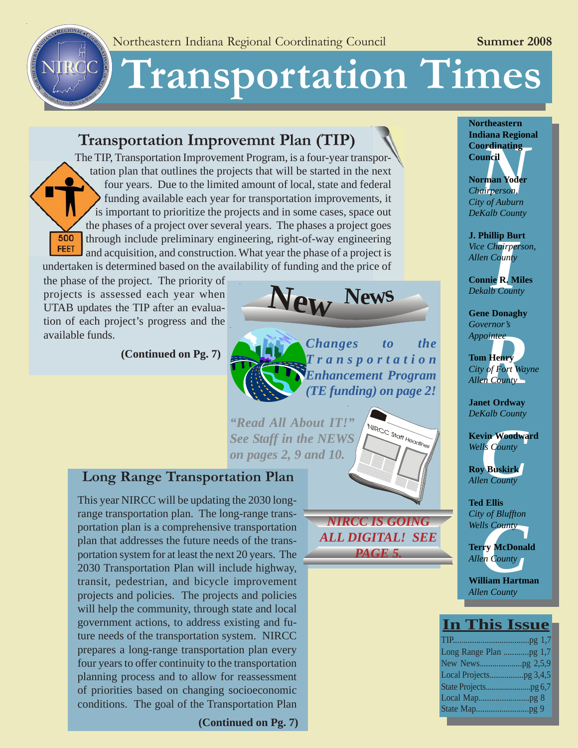Northeastern Indiana Regional Coordinating Council

**Summer 2008**

# Transportation Times

## Transportation Improvemnt Plan (TIP)

The TIP, Transportation Improvement Program, is a four-year transportation plan that outlines the projects that will be started in the next four years. Due to the limited amount of local, state and federal funding available each year for transportation improvements, it is important to prioritize the projects and in some cases, space out the phases of a project over several years. The phases a project goes through include preliminary engineering, right-of-way engineering and acquisition, and construction. What year the phase of a project is undertaken is determined based on the availability of funding and the price of the phase of the project. The priority of projects is assessed each year when UTAB updates the TIP after an evaluation of each project's progress and the available funds.

**(Continued on Pg. 7)**

## New News

*Changes to the Transportation Enhancement Program (TE funding) on page 2!*

*"Read All About IT!" See Staff in the NEWS on pages 2, 9 and 10.*

*NIRCC IS GOING ALL DIGITAL! SEE PAGE 5.*

## Long Range Transportation Plan

This year NIRCC will be updating the 2030 long-range transportation plan. The long-range transportation plan is a comprehensive transportation plan that addresses the future needs of the transportation system for at least the next 20 years. The 2030 Transportation Plan will include highway, transit, pedestrian, and bicycle improvement projects and policies. The projects and policies will help the community, through state and local government actions, to address existing and future needs of the transportation system. NIRCC prepares a long-range transportation plan every four years to offer continuity to the transportation planning process and to allow for reassessment of priorities based on changing socioeconomic conditions. The goal of the Transportation Plan

**(Continued on Pg. 7)**

---

**Northeastern Indiana Regional Coordinating Council**

**Norman Yoder**
*Chairperson,*
*City of Auburn*
*DeKalb County*

**J. Phillip Burt**
*Vice Chairperson,*
*Allen County*

**Connie R. Miles**
*Dekalb County*

**Gene Donaghy**
*Governor's Appointee*

**Tom Henry**
*City of Fort Wayne*
*Allen County*

**Janet Ordway**
*DeKalb County*

**Kevin Woodward**
*Wells County*

**Roy Buskirk**
*Allen County*

**Ted Ellis**
*City of Bluffton*
*Wells County*

**Terry McDonald**
*Allen County*

**William Hartman**
*Allen County*

## In This Issue

| | |
|---|---|
| TIP | pg 1,7 |
| Long Range Plan | pg 1,7 |
| New News | pg 2,5,9 |
| Local Projects | pg 3,4,5 |
| State Projects | pg 6,7 |
| Local Map | pg 8 |
| State Map | pg 9 |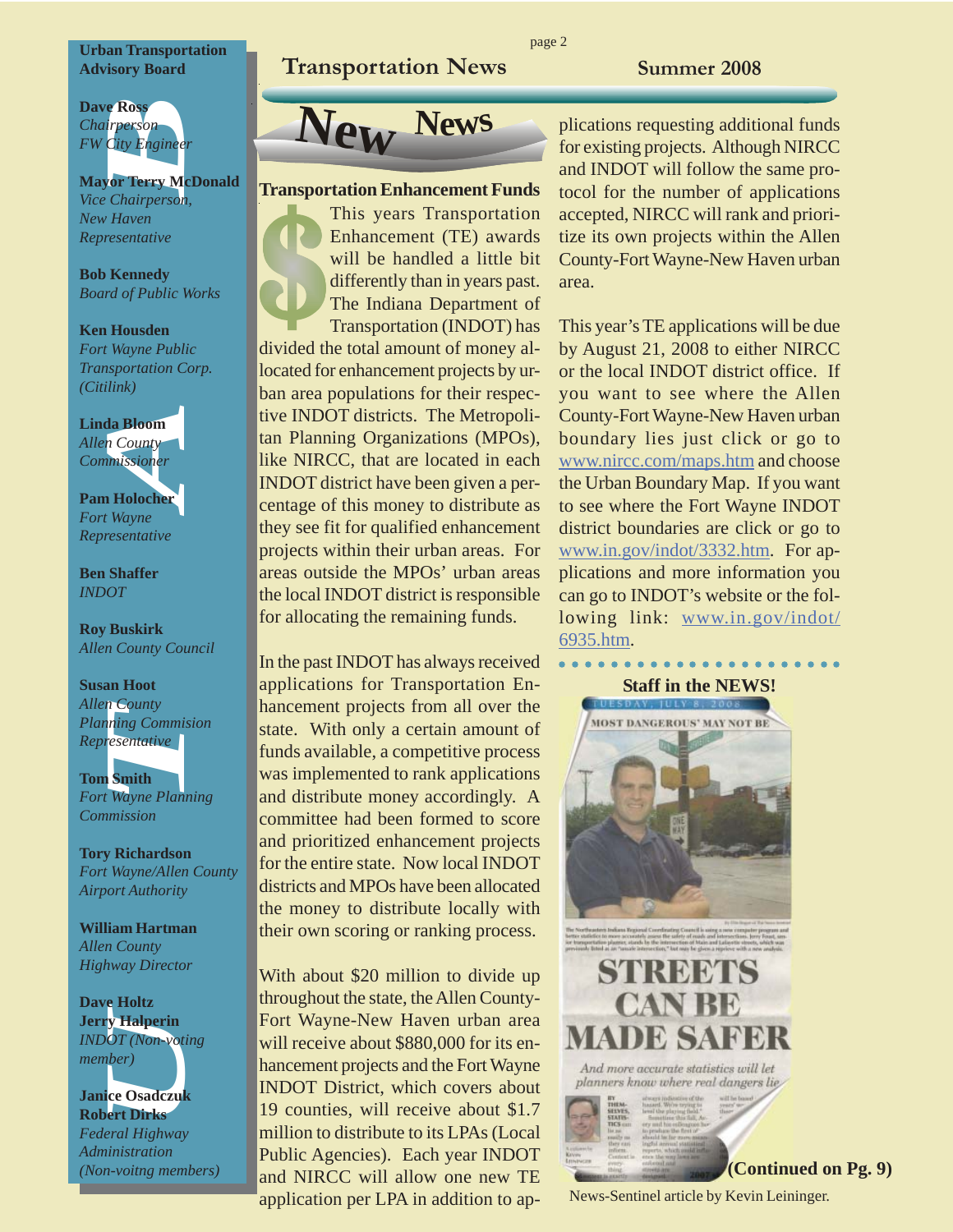**Urban Transportation Advisory Board**

**Dave Ross**
*Chairperson*
*FW City Engineer*

**Mayor Terry McDonald**
*Vice Chairperson,*
*New Haven*
*Representative*

**Bob Kennedy**
*Board of Public Works*

**Ken Housden**
*Fort Wayne Public Transportation Corp. (Citilink)*

**Linda Bloom**
*Allen County Commissioner*

**Pam Holocher**
*Fort Wayne Representative*

**Ben Shaffer**
*INDOT*

**Roy Buskirk**
*Allen County Council*

**Susan Hoot**
*Allen County Planning Commision Representative*

**Tom Smith**
*Fort Wayne Planning Commission*

**Tory Richardson**
*Fort Wayne/Allen County Airport Authority*

**William Hartman**
*Allen County Highway Director*

**Dave Holtz**
**Jerry Halperin**
*INDOT (Non-voting member)*

**Janice Osadczuk**
**Robert Dirks**
*Federal Highway Administration (Non-voitng members)*

# New News

## Transportation Enhancement Funds

This years Transportation Enhancement (TE) awards will be handled a little bit differently than in years past. The Indiana Department of Transportation (INDOT) has divided the total amount of money allocated for enhancement projects by urban area populations for their respective INDOT districts. The Metropolitan Planning Organizations (MPOs), like NIRCC, that are located in each INDOT district have been given a percentage of this money to distribute as they see fit for qualified enhancement projects within their urban areas. For areas outside the MPOs' urban areas the local INDOT district is responsible for allocating the remaining funds.

In the past INDOT has always received applications for Transportation Enhancement projects from all over the state. With only a certain amount of funds available, a competitive process was implemented to rank applications and distribute money accordingly. A committee had been formed to score and prioritized enhancement projects for the entire state. Now local INDOT districts and MPOs have been allocated the money to distribute locally with their own scoring or ranking process.

With about $20 million to divide up throughout the state, the Allen County-Fort Wayne-New Haven urban area will receive about $880,000 for its enhancement projects and the Fort Wayne INDOT District, which covers about 19 counties, will receive about $1.7 million to distribute to its LPAs (Local Public Agencies). Each year INDOT and NIRCC will allow one new TE application per LPA in addition to applications requesting additional funds for existing projects. Although NIRCC and INDOT will follow the same protocol for the number of applications accepted, NIRCC will rank and prioritize its own projects within the Allen County-Fort Wayne-New Haven urban area.

This year's TE applications will be due by August 21, 2008 to either NIRCC or the local INDOT district office. If you want to see where the Allen County-Fort Wayne-New Haven urban boundary lies just click or go to www.nircc.com/maps.htm and choose the Urban Boundary Map. If you want to see where the Fort Wayne INDOT district boundaries are click or go to www.in.gov/indot/3332.htm. For applications and more information you can go to INDOT's website or the following link: www.in.gov/indot/6935.htm.

## Staff in the NEWS!

TUESDAY, JULY 8, 2008

MOST DANGEROUS' MAY NOT BE

STREETS CAN BE MADE SAFER

*And more accurate statistics will let planners know where real dangers lie*

**(Continued on Pg. 9)**

News-Sentinel article by Kevin Leininger.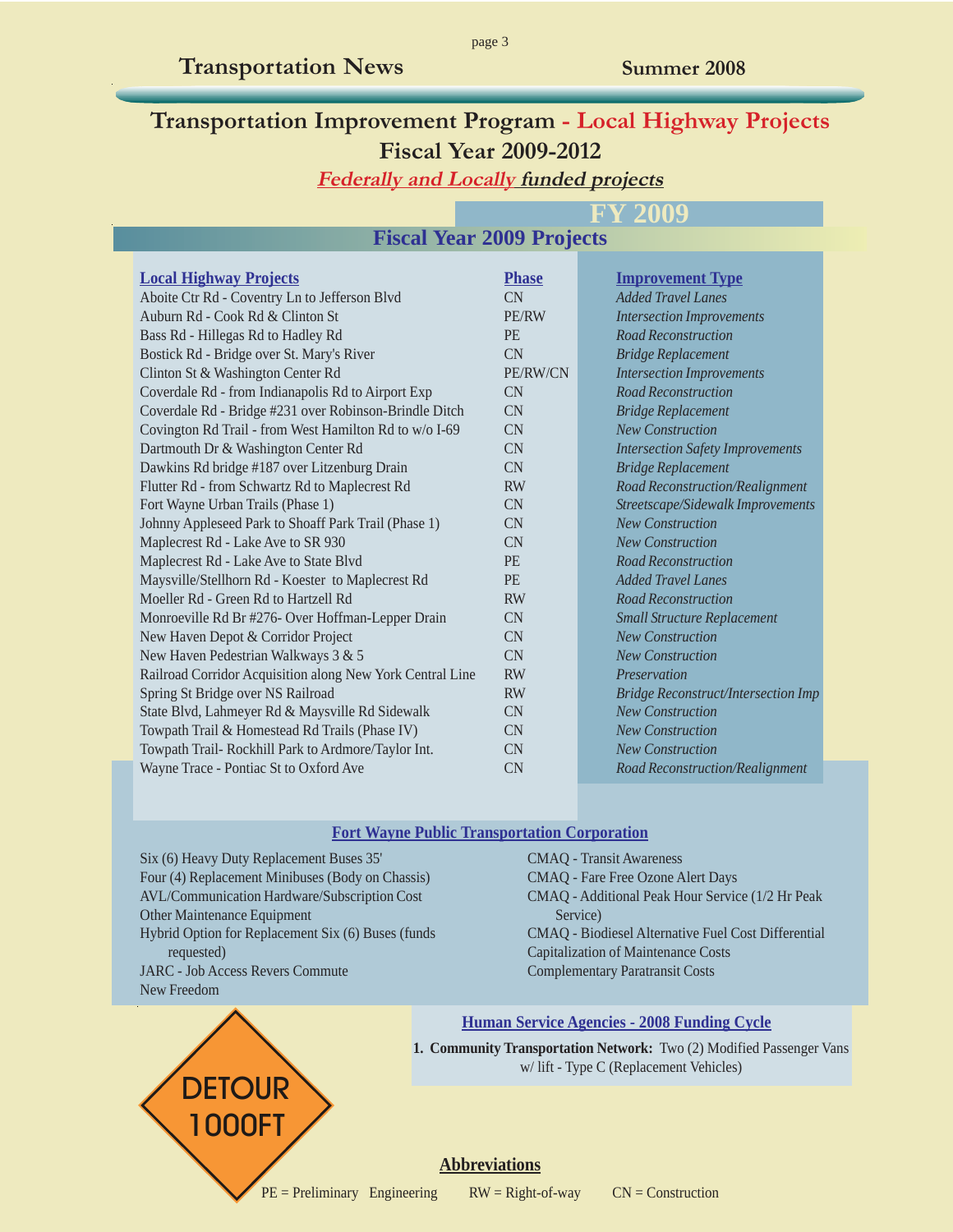# Transportation Improvement Program - Local Highway Projects

## Fiscal Year 2009-2012

***Federally and Locally funded projects***

## FY 2009

### Fiscal Year 2009 Projects

| Local Highway Projects | Phase | Improvement Type |
|---|---|---|
| Aboite Ctr Rd - Coventry Ln to Jefferson Blvd | CN | *Added Travel Lanes* |
| Auburn Rd - Cook Rd & Clinton St | PE/RW | *Intersection Improvements* |
| Bass Rd - Hillegas Rd to Hadley Rd | PE | *Road Reconstruction* |
| Bostick Rd - Bridge over St. Mary's River | CN | *Bridge Replacement* |
| Clinton St & Washington Center Rd | PE/RW/CN | *Intersection Improvements* |
| Coverdale Rd - from Indianapolis Rd to Airport Exp | CN | *Road Reconstruction* |
| Coverdale Rd - Bridge #231 over Robinson-Brindle Ditch | CN | *Bridge Replacement* |
| Covington Rd Trail - from West Hamilton Rd to w/o I-69 | CN | *New Construction* |
| Dartmouth Dr & Washington Center Rd | CN | *Intersection Safety Improvements* |
| Dawkins Rd bridge #187 over Litzenburg Drain | CN | *Bridge Replacement* |
| Flutter Rd - from Schwartz Rd to Maplecrest Rd | RW | *Road Reconstruction/Realignment* |
| Fort Wayne Urban Trails (Phase 1) | CN | *Streetscape/Sidewalk Improvements* |
| Johnny Appleseed Park to Shoaff Park Trail (Phase 1) | CN | *New Construction* |
| Maplecrest Rd - Lake Ave to SR 930 | CN | *New Construction* |
| Maplecrest Rd - Lake Ave to State Blvd | PE | *Road Reconstruction* |
| Maysville/Stellhorn Rd - Koester to Maplecrest Rd | PE | *Added Travel Lanes* |
| Moeller Rd - Green Rd to Hartzell Rd | RW | *Road Reconstruction* |
| Monroeville Rd Br #276- Over Hoffman-Lepper Drain | CN | *Small Structure Replacement* |
| New Haven Depot & Corridor Project | CN | *New Construction* |
| New Haven Pedestrian Walkways 3 & 5 | CN | *New Construction* |
| Railroad Corridor Acquisition along New York Central Line | RW | *Preservation* |
| Spring St Bridge over NS Railroad | RW | *Bridge Reconstruct/Intersection Imp* |
| State Blvd, Lahmeyer Rd & Maysville Rd Sidewalk | CN | *New Construction* |
| Towpath Trail & Homestead Rd Trails (Phase IV) | CN | *New Construction* |
| Towpath Trail- Rockhill Park to Ardmore/Taylor Int. | CN | *New Construction* |
| Wayne Trace - Pontiac St to Oxford Ave | CN | *Road Reconstruction/Realignment* |

### Fort Wayne Public Transportation Corporation

- Six (6) Heavy Duty Replacement Buses 35'
- Four (4) Replacement Minibuses (Body on Chassis)
- AVL/Communication Hardware/Subscription Cost
- Other Maintenance Equipment
- Hybrid Option for Replacement Six (6) Buses (funds requested)
- JARC - Job Access Revers Commute
- New Freedom
- CMAQ - Transit Awareness
- CMAQ - Fare Free Ozone Alert Days
- CMAQ - Additional Peak Hour Service (1/2 Hr Peak Service)
- CMAQ - Biodiesel Alternative Fuel Cost Differential
- Capitalization of Maintenance Costs
- Complementary Paratransit Costs

### Human Service Agencies - 2008 Funding Cycle

1. **Community Transportation Network:** Two (2) Modified Passenger Vans w/ lift - Type C (Replacement Vehicles)

DETOUR 1000FT

### Abbreviations

PE = Preliminary Engineering   RW = Right-of-way   CN = Construction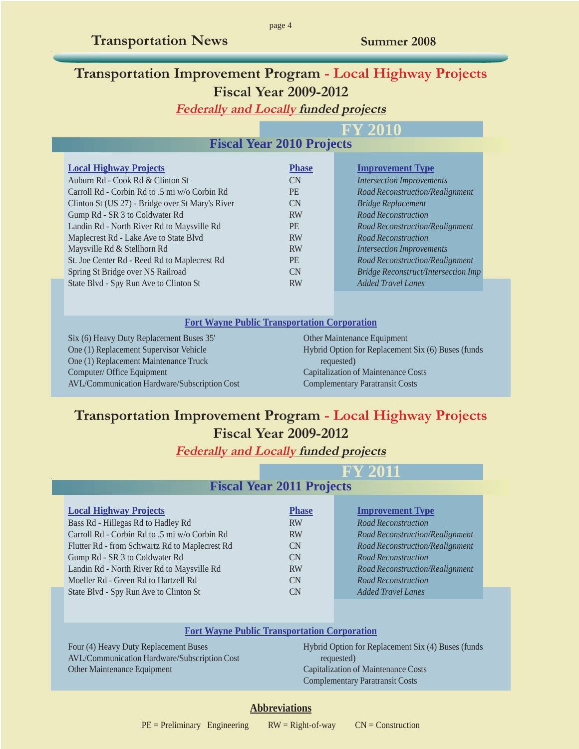# Transportation Improvement Program - Local Highway Projects

## Fiscal Year 2009-2012

***Federally and Locally funded projects***

### FY 2010

### Fiscal Year 2010 Projects

| Local Highway Projects | Phase | Improvement Type |
|---|---|---|
| Auburn Rd - Cook Rd & Clinton St | CN | *Intersection Improvements* |
| Carroll Rd - Corbin Rd to .5 mi w/o Corbin Rd | PE | *Road Reconstruction/Realignment* |
| Clinton St (US 27) - Bridge over St Mary's River | CN | *Bridge Replacement* |
| Gump Rd - SR 3 to Coldwater Rd | RW | *Road Reconstruction* |
| Landin Rd - North River Rd to Maysville Rd | PE | *Road Reconstruction/Realignment* |
| Maplecrest Rd - Lake Ave to State Blvd | RW | *Road Reconstruction* |
| Maysville Rd & Stellhorn Rd | RW | *Intersection Improvements* |
| St. Joe Center Rd - Reed Rd to Maplecrest Rd | PE | *Road Reconstruction/Realignment* |
| Spring St Bridge over NS Railroad | CN | *Bridge Reconstruct/Intersection Imp* |
| State Blvd - Spy Run Ave to Clinton St | RW | *Added Travel Lanes* |

**Fort Wayne Public Transportation Corporation**

- Six (6) Heavy Duty Replacement Buses 35'
- One (1) Replacement Supervisor Vehicle
- One (1) Replacement Maintenance Truck
- Computer/ Office Equipment
- AVL/Communication Hardware/Subscription Cost
- Other Maintenance Equipment
- Hybrid Option for Replacement Six (6) Buses (funds requested)
- Capitalization of Maintenance Costs
- Complementary Paratransit Costs

# Transportation Improvement Program - Local Highway Projects

## Fiscal Year 2009-2012

***Federally and Locally funded projects***

### FY 2011

### Fiscal Year 2011 Projects

| Local Highway Projects | Phase | Improvement Type |
|---|---|---|
| Bass Rd - Hillegas Rd to Hadley Rd | RW | *Road Reconstruction* |
| Carroll Rd - Corbin Rd to .5 mi w/o Corbin Rd | RW | *Road Reconstruction/Realignment* |
| Flutter Rd - from Schwartz Rd to Maplecrest Rd | CN | *Road Reconstruction/Realignment* |
| Gump Rd - SR 3 to Coldwater Rd | CN | *Road Reconstruction* |
| Landin Rd - North River Rd to Maysville Rd | RW | *Road Reconstruction/Realignment* |
| Moeller Rd - Green Rd to Hartzell Rd | CN | *Road Reconstruction* |
| State Blvd - Spy Run Ave to Clinton St | CN | *Added Travel Lanes* |

**Fort Wayne Public Transportation Corporation**

- Four (4) Heavy Duty Replacement Buses
- AVL/Communication Hardware/Subscription Cost
- Other Maintenance Equipment
- Hybrid Option for Replacement Six (4) Buses (funds requested)
- Capitalization of Maintenance Costs
- Complementary Paratransit Costs

**Abbreviations**

PE = Preliminary Engineering RW = Right-of-way CN = Construction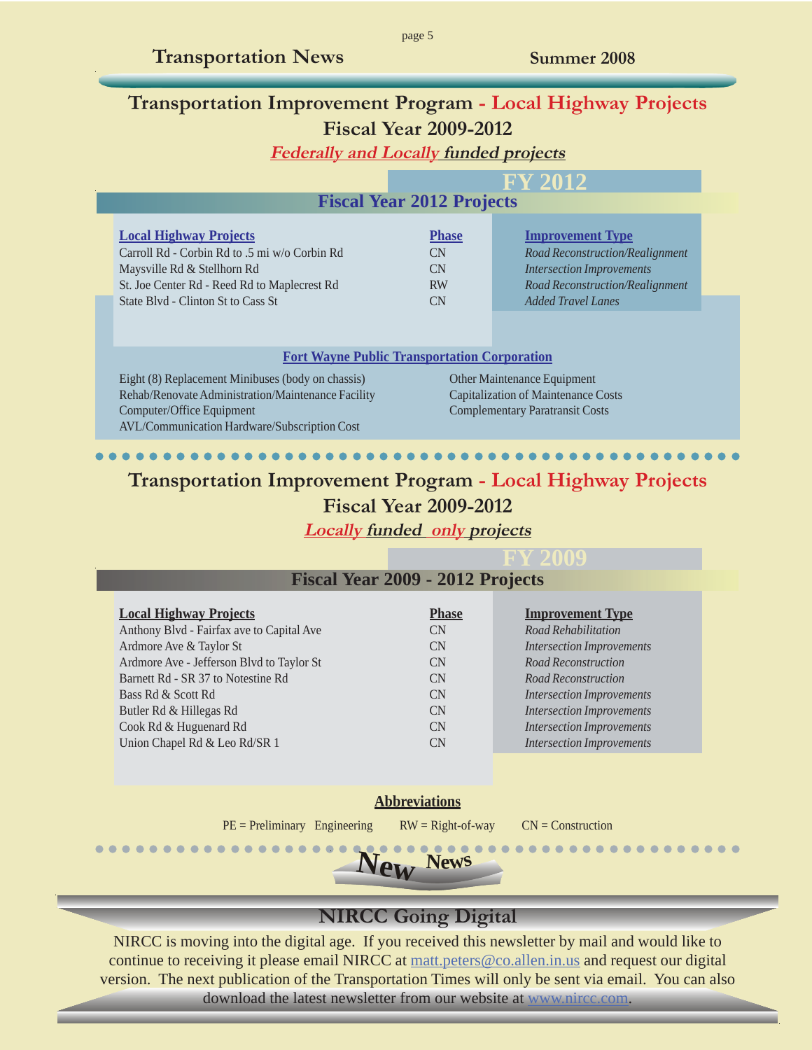## Transportation Improvement Program - Local Highway Projects

### Fiscal Year 2009-2012

***Federally and Locally funded projects***

**FY 2012**

### Fiscal Year 2012 Projects

| Local Highway Projects | Phase | Improvement Type |
|---|---|---|
| Carroll Rd - Corbin Rd to .5 mi w/o Corbin Rd | CN | *Road Reconstruction/Realignment* |
| Maysville Rd & Stellhorn Rd | CN | *Intersection Improvements* |
| St. Joe Center Rd - Reed Rd to Maplecrest Rd | RW | *Road Reconstruction/Realignment* |
| State Blvd - Clinton St to Cass St | CN | *Added Travel Lanes* |

**Fort Wayne Public Transportation Corporation**

- Eight (8) Replacement Minibuses (body on chassis)
- Rehab/Renovate Administration/Maintenance Facility
- Computer/Office Equipment
- AVL/Communication Hardware/Subscription Cost
- Other Maintenance Equipment
- Capitalization of Maintenance Costs
- Complementary Paratransit Costs

## Transportation Improvement Program - Local Highway Projects

### Fiscal Year 2009-2012

***Locally funded only projects***

**FY 2009**

### Fiscal Year 2009 - 2012 Projects

| Local Highway Projects | Phase | Improvement Type |
|---|---|---|
| Anthony Blvd - Fairfax ave to Capital Ave | CN | *Road Rehabilitation* |
| Ardmore Ave & Taylor St | CN | *Intersection Improvements* |
| Ardmore Ave - Jefferson Blvd to Taylor St | CN | *Road Reconstruction* |
| Barnett Rd - SR 37 to Notestine Rd | CN | *Road Reconstruction* |
| Bass Rd & Scott Rd | CN | *Intersection Improvements* |
| Butler Rd & Hillegas Rd | CN | *Intersection Improvements* |
| Cook Rd & Huguenard Rd | CN | *Intersection Improvements* |
| Union Chapel Rd & Leo Rd/SR 1 | CN | *Intersection Improvements* |

**Abbreviations**

PE = Preliminary Engineering RW = Right-of-way CN = Construction

**New News**

## NIRCC Going Digital

NIRCC is moving into the digital age. If you received this newsletter by mail and would like to continue to receiving it please email NIRCC at matt.peters@co.allen.in.us and request our digital version. The next publication of the Transportation Times will only be sent via email. You can also download the latest newsletter from our website at www.nircc.com.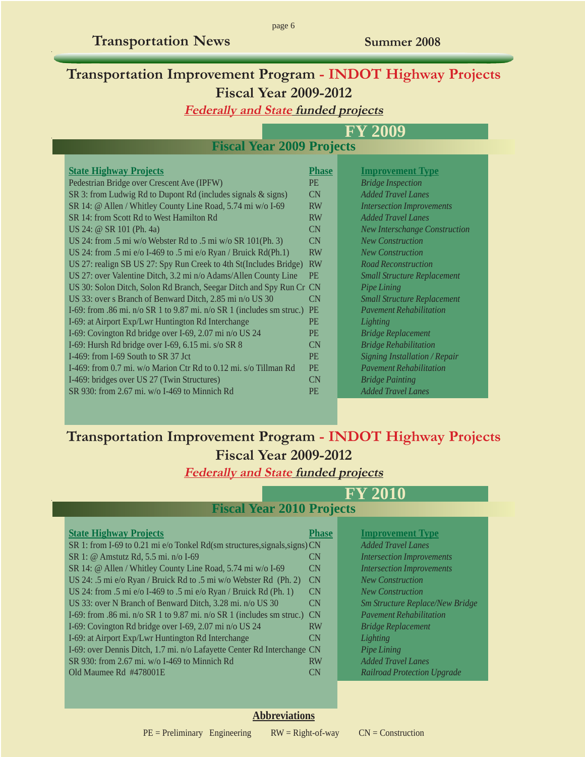# Transportation Improvement Program - INDOT Highway Projects

## Fiscal Year 2009-2012

***Federally and State funded projects***

## FY 2009

### Fiscal Year 2009 Projects

| State Highway Projects | Phase | Improvement Type |
|---|---|---|
| Pedestrian Bridge over Crescent Ave (IPFW) | PE | *Bridge Inspection* |
| SR 3: from Ludwig Rd to Dupont Rd (includes signals & signs) | CN | *Added Travel Lanes* |
| SR 14: @ Allen / Whitley County Line Road, 5.74 mi w/o I-69 | RW | *Intersection Improvements* |
| SR 14: from Scott Rd to West Hamilton Rd | RW | *Added Travel Lanes* |
| US 24: @ SR 101 (Ph. 4a) | CN | *New Interschange Construction* |
| US 24: from .5 mi w/o Webster Rd to .5 mi w/o SR 101(Ph. 3) | CN | *New Construction* |
| US 24: from .5 mi e/o I-469 to .5 mi e/o Ryan / Bruick Rd(Ph.1) | RW | *New Construction* |
| US 27: realign SB US 27: Spy Run Creek to 4th St(Includes Bridge) | RW | *Road Reconstruction* |
| US 27: over Valentine Ditch, 3.2 mi n/o Adams/Allen County Line | PE | *Small Structure Replacement* |
| US 30: Solon Ditch, Solon Rd Branch, Seegar Ditch and Spy Run Cr | CN | *Pipe Lining* |
| US 33: over s Branch of Benward Ditch, 2.85 mi n/o US 30 | CN | *Small Structure Replacement* |
| I-69: from .86 mi. n/o SR 1 to 9.87 mi. n/o SR 1 (includes sm struc.) | PE | *Pavement Rehabilitation* |
| I-69: at Airport Exp/Lwr Huntington Rd Interchange | PE | *Lighting* |
| I-69: Covington Rd bridge over I-69, 2.07 mi n/o US 24 | PE | *Bridge Replacement* |
| I-69: Hursh Rd bridge over I-69, 6.15 mi. s/o SR 8 | CN | *Bridge Rehabilitation* |
| I-469: from I-69 South to SR 37 Jct | PE | *Signing Installation / Repair* |
| I-469: from 0.7 mi. w/o Marion Ctr Rd to 0.12 mi. s/o Tillman Rd | PE | *Pavement Rehabilitation* |
| I-469: bridges over US 27 (Twin Structures) | CN | *Bridge Painting* |
| SR 930: from 2.67 mi. w/o I-469 to Minnich Rd | PE | *Added Travel Lanes* |

# Transportation Improvement Program - INDOT Highway Projects

## Fiscal Year 2009-2012

***Federally and State funded projects***

## FY 2010

### Fiscal Year 2010 Projects

| State Highway Projects | Phase | Improvement Type |
|---|---|---|
| SR 1: from I-69 to 0.21 mi e/o Tonkel Rd(sm structures,signals,signs) | CN | *Added Travel Lanes* |
| SR 1: @ Amstutz Rd, 5.5 mi. n/o I-69 | CN | *Intersection Improvements* |
| SR 14: @ Allen / Whitley County Line Road, 5.74 mi w/o I-69 | CN | *Intersection Improvements* |
| US 24: .5 mi e/o Ryan / Bruick Rd to .5 mi w/o Webster Rd (Ph. 2) | CN | *New Construction* |
| US 24: from .5 mi e/o I-469 to .5 mi e/o Ryan / Bruick Rd (Ph. 1) | CN | *New Construction* |
| US 33: over N Branch of Benward Ditch, 3.28 mi. n/o US 30 | CN | *Sm Structure Replace/New Bridge* |
| I-69: from .86 mi. n/o SR 1 to 9.87 mi. n/o SR 1 (includes sm struc.) | CN | *Pavement Rehabilitation* |
| I-69: Covington Rd bridge over I-69, 2.07 mi n/o US 24 | RW | *Bridge Replacement* |
| I-69: at Airport Exp/Lwr Huntington Rd Interchange | CN | *Lighting* |
| I-69: over Dennis Ditch, 1.7 mi. n/o Lafayette Center Rd Interchange | CN | *Pipe Lining* |
| SR 930: from 2.67 mi. w/o I-469 to Minnich Rd | RW | *Added Travel Lanes* |
| Old Maumee Rd #478001E | CN | *Railroad Protection Upgrade* |

**Abbreviations**

PE = Preliminary Engineering   RW = Right-of-way   CN = Construction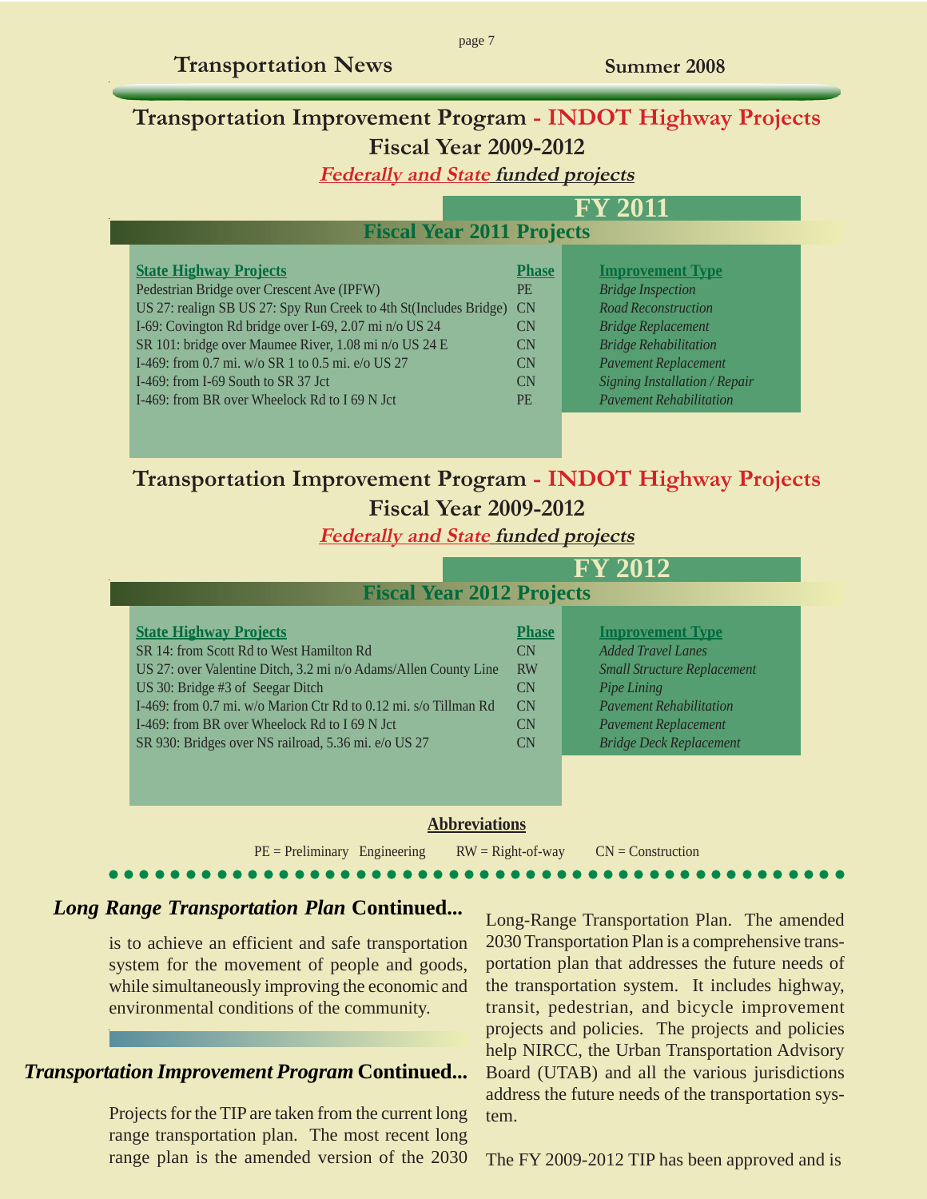## Transportation Improvement Program - INDOT Highway Projects

### Fiscal Year 2009-2012

***Federally and State funded projects***

### FY 2011

#### Fiscal Year 2011 Projects

| State Highway Projects | Phase | Improvement Type |
| --- | --- | --- |
| Pedestrian Bridge over Crescent Ave (IPFW) | PE | *Bridge Inspection* |
| US 27: realign SB US 27: Spy Run Creek to 4th St(Includes Bridge) | CN | *Road Reconstruction* |
| I-69: Covington Rd bridge over I-69, 2.07 mi n/o US 24 | CN | *Bridge Replacement* |
| SR 101: bridge over Maumee River, 1.08 mi n/o US 24 E | CN | *Bridge Rehabilitation* |
| I-469: from 0.7 mi. w/o SR 1 to 0.5 mi. e/o US 27 | CN | *Pavement Replacement* |
| I-469: from I-69 South to SR 37 Jct | CN | *Signing Installation / Repair* |
| I-469: from BR over Wheelock Rd to I 69 N Jct | PE | *Pavement Rehabilitation* |

## Transportation Improvement Program - INDOT Highway Projects

### Fiscal Year 2009-2012

***Federally and State funded projects***

### FY 2012

#### Fiscal Year 2012 Projects

| State Highway Projects | Phase | Improvement Type |
| --- | --- | --- |
| SR 14: from Scott Rd to West Hamilton Rd | CN | *Added Travel Lanes* |
| US 27: over Valentine Ditch, 3.2 mi n/o Adams/Allen County Line | RW | *Small Structure Replacement* |
| US 30: Bridge #3 of Seegar Ditch | CN | *Pipe Lining* |
| I-469: from 0.7 mi. w/o Marion Ctr Rd to 0.12 mi. s/o Tillman Rd | CN | *Pavement Rehabilitation* |
| I-469: from BR over Wheelock Rd to I 69 N Jct | CN | *Pavement Replacement* |
| SR 930: Bridges over NS railroad, 5.36 mi. e/o US 27 | CN | *Bridge Deck Replacement* |

**Abbreviations**

PE = Preliminary Engineering RW = Right-of-way CN = Construction

## *Long Range Transportation Plan* Continued...

is to achieve an efficient and safe transportation system for the movement of people and goods, while simultaneously improving the economic and environmental conditions of the community.

## *Transportation Improvement Program* Continued...

Projects for the TIP are taken from the current long range transportation plan. The most recent long range plan is the amended version of the 2030 Long-Range Transportation Plan. The amended 2030 Transportation Plan is a comprehensive transportation plan that addresses the future needs of the transportation system. It includes highway, transit, pedestrian, and bicycle improvement projects and policies. The projects and policies help NIRCC, the Urban Transportation Advisory Board (UTAB) and all the various jurisdictions address the future needs of the transportation system.

The FY 2009-2012 TIP has been approved and is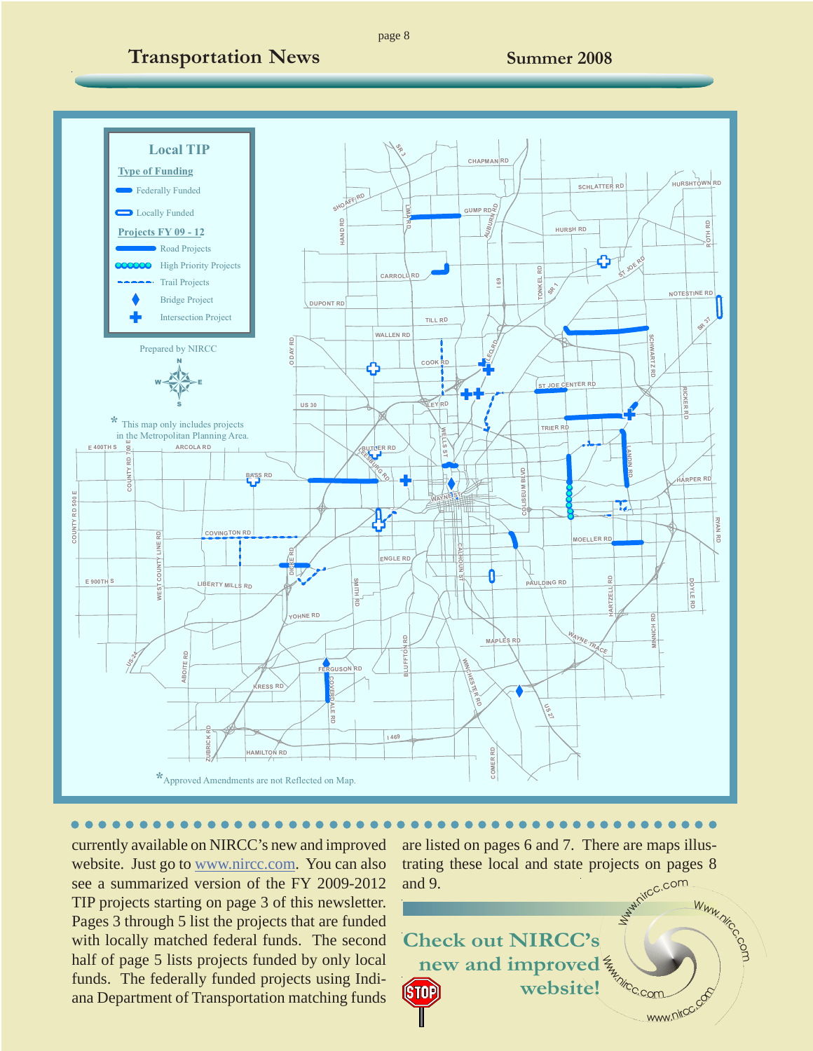## Local TIP

**Type of Funding**

- Federally Funded
- Locally Funded

**Projects FY 09 - 12**

- Road Projects
- High Priority Projects
- Trail Projects
- Bridge Project
- Intersection Project

Prepared by NIRCC

* This map only includes projects in the Metropolitan Planning Area.

*Approved Amendments are not Reflected on Map.

currently available on NIRCC's new and improved website. Just go to www.nircc.com. You can also see a summarized version of the FY 2009-2012 TIP projects starting on page 3 of this newsletter. Pages 3 through 5 list the projects that are funded with locally matched federal funds. The second half of page 5 lists projects funded by only local funds. The federally funded projects using Indiana Department of Transportation matching funds are listed on pages 6 and 7. There are maps illustrating these local and state projects on pages 8 and 9.

**Check out NIRCC's new and improved website!**

www.nircc.com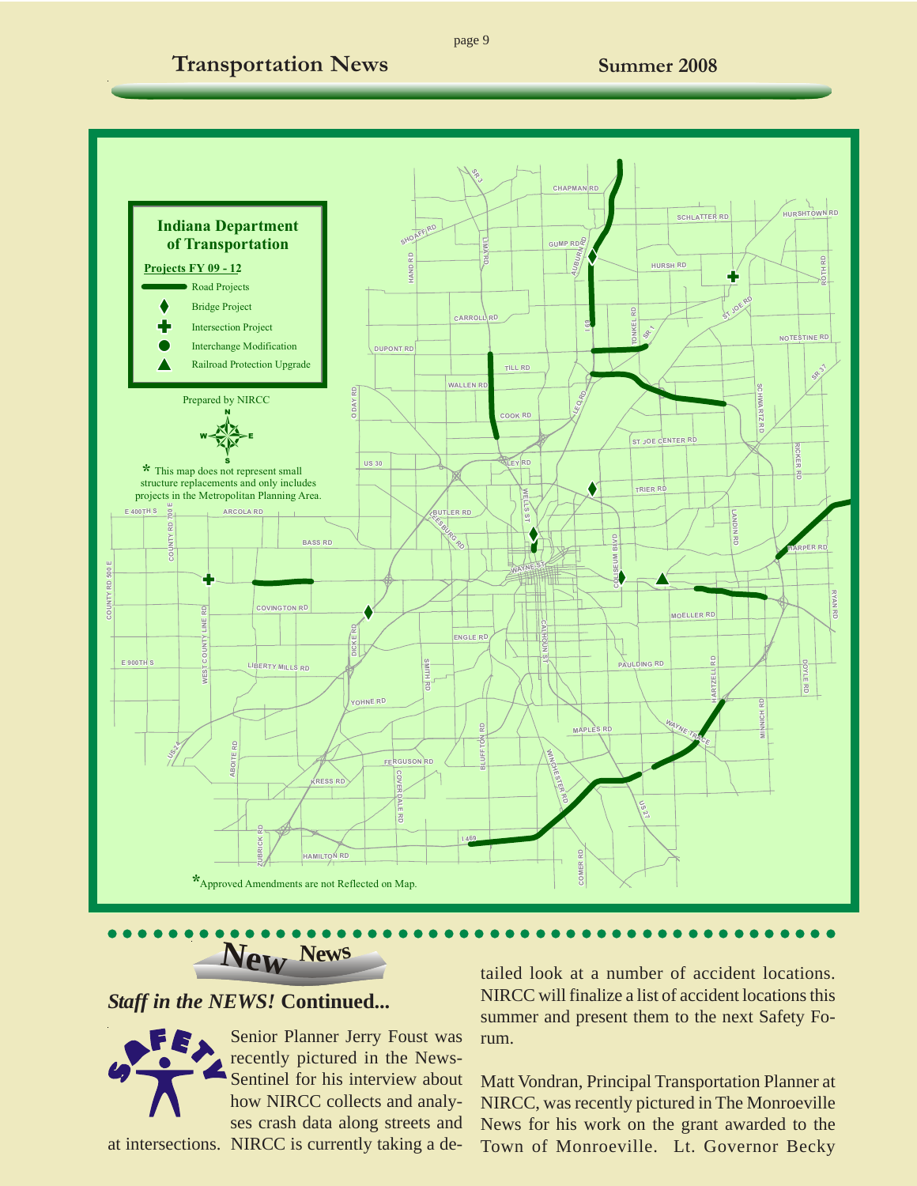## Indiana Department of Transportation

**Projects FY 09 - 12**

- Road Projects
- Bridge Project
- Intersection Project
- Interchange Modification
- Railroad Protection Upgrade

Prepared by NIRCC

\* This map does not represent small structure replacements and only includes projects in the Metropolitan Planning Area.

\*Approved Amendments are not Reflected on Map.

---

## New News

### *Staff in the NEWS!* Continued...

Senior Planner Jerry Foust was recently pictured in the News-Sentinel for his interview about how NIRCC collects and analyses crash data along streets and at intersections. NIRCC is currently taking a detailed look at a number of accident locations. NIRCC will finalize a list of accident locations this summer and present them to the next Safety Forum.

Matt Vondran, Principal Transportation Planner at NIRCC, was recently pictured in The Monroeville News for his work on the grant awarded to the Town of Monroeville. Lt. Governor Becky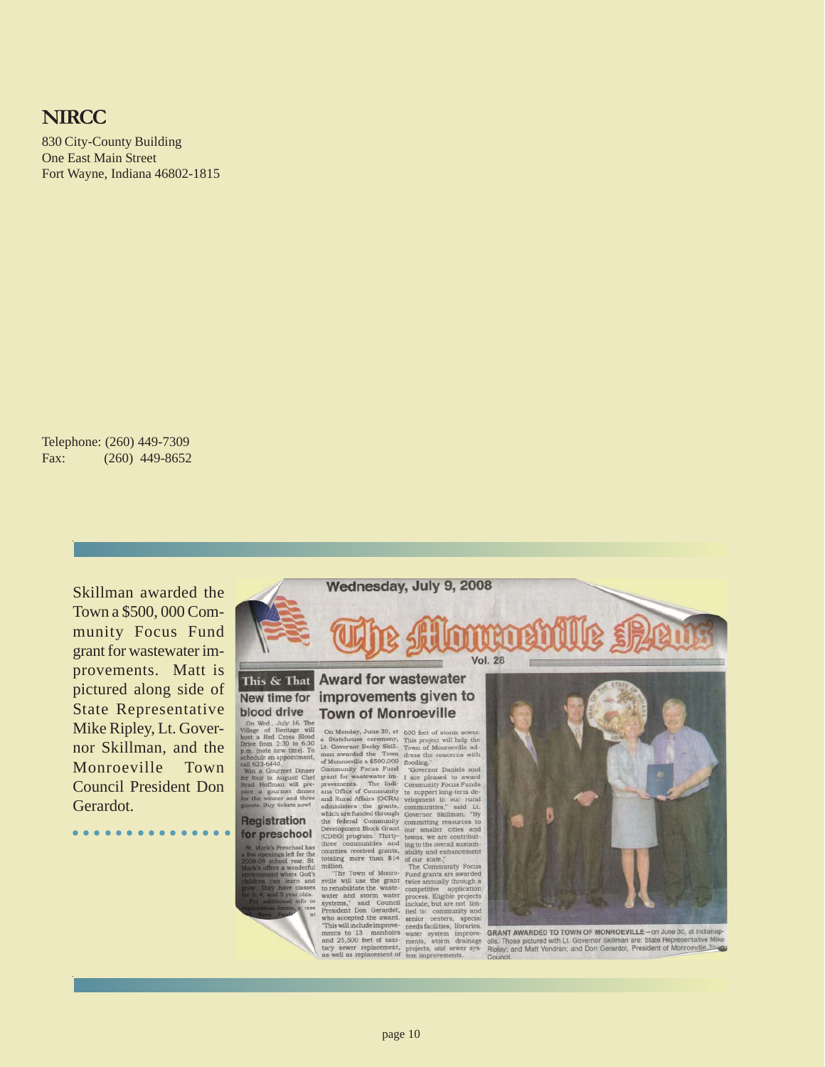**NIRCC**

830 City-County Building
One East Main Street
Fort Wayne, Indiana 46802-1815

Telephone: (260) 449-7309
Fax: (260) 449-8652

Skillman awarded the Town a $500, 000 Community Focus Fund grant for wastewater improvements. Matt is pictured along side of State Representative Mike Ripley, Lt. Governor Skillman, and the Monroeville Town Council President Don Gerardot.

Wednesday, July 9, 2008

# The Monroeville News

Vol. 28

## This & That

### New time for blood drive

On Wed., July 16, The Village of Heritage will host a Red Cross Blood Drive from 2:30 to 6:30 p.m. (note new time). To schedule an appointment, call 623-6440.

Win a Gourmet Dinner for four in August! Chef Brad Hoffman will prepare a gourmet dinner for the winner and three guests. Buy tickets now!

### Registration for preschool

St. Mark's Preschool has a few openings left for the 2008-09 school year. St. Mark's offers a wonderful environment where God's children can learn and grow. They have classes for 3, 4, and 5 year olds.

For additional info or registration forms, please ... at

## Award for wastewater improvements given to Town of Monroeville

On Monday, June 30, at a Statehouse ceremony, Lt. Governor Becky Skillman awarded the Town of Monroeville a $500,000 Community Focus Fund grant for wastewater improvements. The Indiana Office of Community and Rural Affairs (OCRA) administers the grants, which are funded through the federal Community Development Block Grant (CDBG) program. Thirty-three communities and counties received grants, totaling more than $14 million.

"The Town of Monroeville will use the grant to rehabilitate the wastewater and storm water systems," said Council President Don Gerardot, who accepted the award. "This will include improvements to 13 manholes and 25,500 feet of sanitary sewer replacement, as well as replacement of 600 feet of storm sewer. This project will help the Town of Monroeville address the concerns with flooding."

"Governor Daniels and I are pleased to award Community Focus Funds to support long-term development in our rural communities," said Lt. Governor Skillman. "By committing resources to our smaller cities and towns, we are contributing to the overall sustainability and enhancement of our state."

The Community Focus Fund grants are awarded twice annually through a competitive application process. Eligible projects include, but are not limited to: community and senior centers, special needs facilities, libraries, water system improvements, storm drainage projects, and sewer system improvements.

GRANT AWARDED TO TOWN OF MONROEVILLE—on June 30, at Indianapolis. Those pictured with Lt. Governor Skillman are: State Representative Mike Ripley; and Matt Vondran; and Don Gerardot, President of Monroeville Town Council.